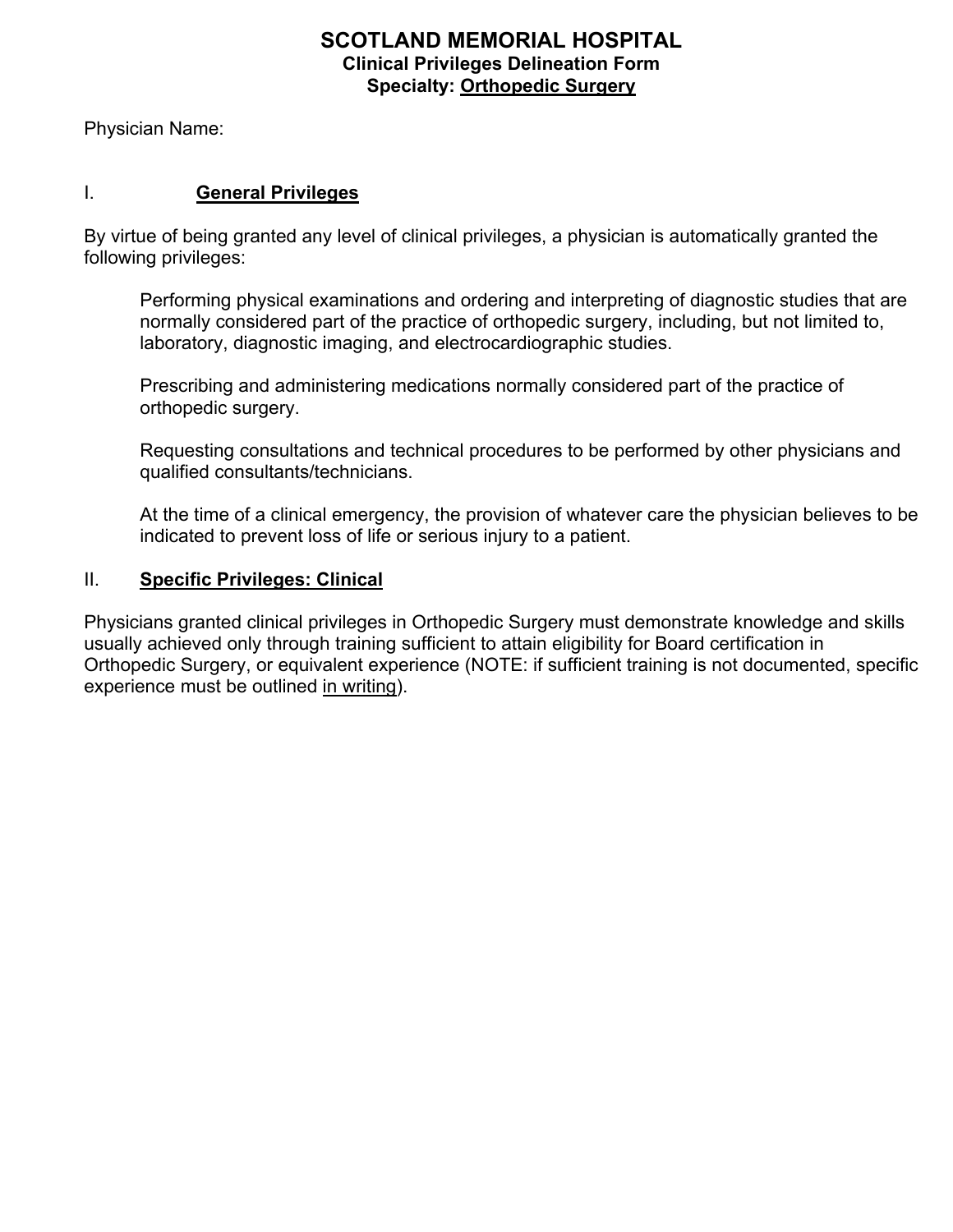# SCOTLAND MEMORIAL HOSPITAL

## Clinical Privileges Delineation Form

## Specialty: Orthopedic Surgery

Physician Name:

## I. General Privileges

By virtue of being granted any level of clinical privileges, a physician is automatically granted the following privileges:

> Performing physical examinations and ordering and interpreting of diagnostic studies that are normally considered part of the practice of orthopedic surgery, including, but not limited to, laboratory, diagnostic imaging, and electrocardiographic studies.
>
> Prescribing and administering medications normally considered part of the practice of orthopedic surgery.
>
> Requesting consultations and technical procedures to be performed by other physicians and qualified consultants/technicians.
>
> At the time of a clinical emergency, the provision of whatever care the physician believes to be indicated to prevent loss of life or serious injury to a patient.

## II. Specific Privileges: Clinical

Physicians granted clinical privileges in Orthopedic Surgery must demonstrate knowledge and skills usually achieved only through training sufficient to attain eligibility for Board certification in Orthopedic Surgery, or equivalent experience (NOTE: if sufficient training is not documented, specific experience must be outlined in writing).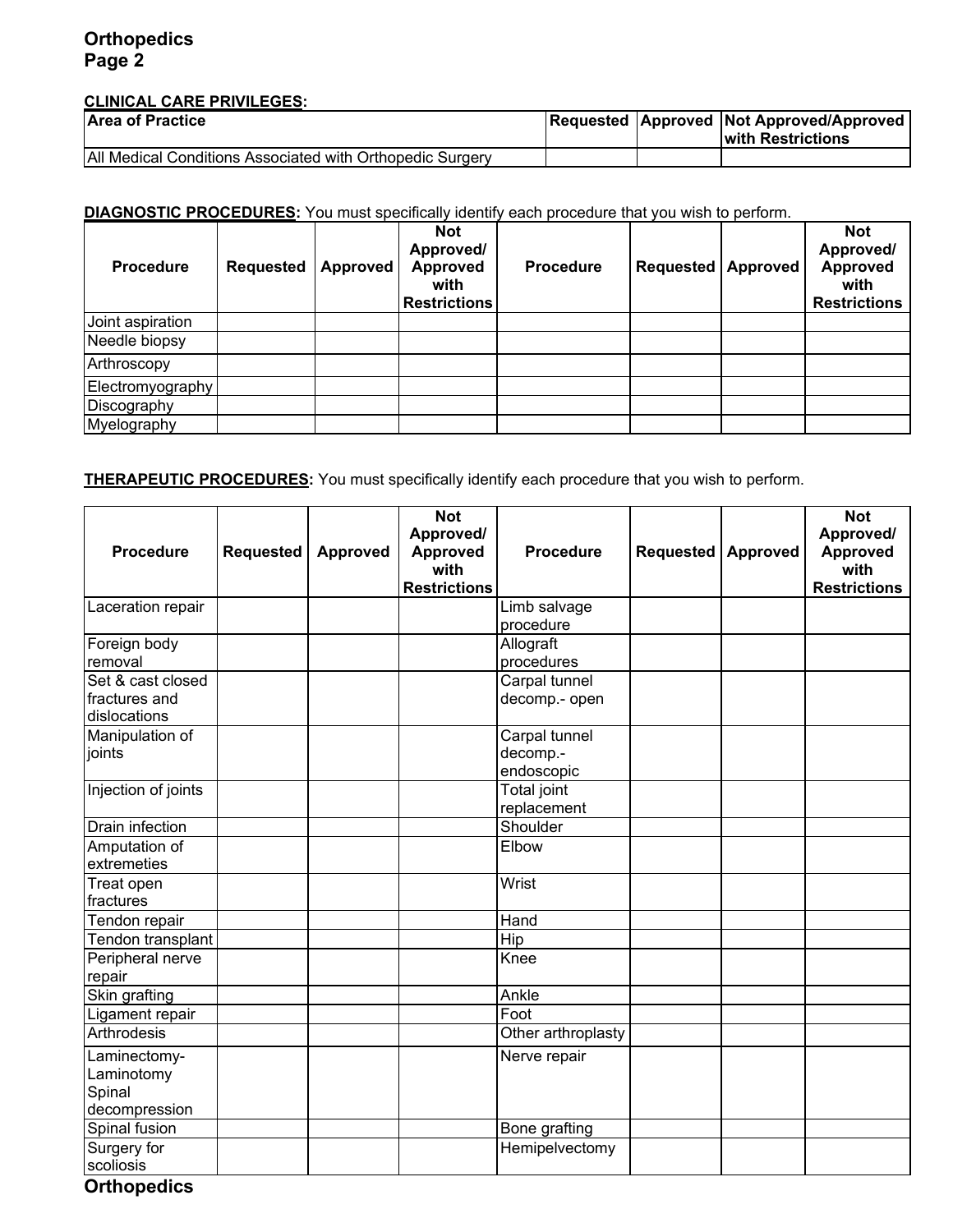**CLINICAL CARE PRIVILEGES:**

| Area of Practice | Requested | Approved | Not Approved/Approved with Restrictions |
|---|---|---|---|
| All Medical Conditions Associated with Orthopedic Surgery | | | |

**DIAGNOSTIC PROCEDURES:** You must specifically identify each procedure that you wish to perform.

| Procedure | Requested | Approved | Not Approved/ Approved with Restrictions | Procedure | Requested | Approved | Not Approved/ Approved with Restrictions |
|---|---|---|---|---|---|---|---|
| Joint aspiration | | | | | | | |
| Needle biopsy | | | | | | | |
| Arthroscopy | | | | | | | |
| Electromyography | | | | | | | |
| Discography | | | | | | | |
| Myelography | | | | | | | |

**THERAPEUTIC PROCEDURES:** You must specifically identify each procedure that you wish to perform.

| Procedure | Requested | Approved | Not Approved/ Approved with Restrictions | Procedure | Requested | Approved | Not Approved/ Approved with Restrictions |
|---|---|---|---|---|---|---|---|
| Laceration repair | | | | Limb salvage procedure | | | |
| Foreign body removal | | | | Allograft procedures | | | |
| Set & cast closed fractures and dislocations | | | | Carpal tunnel decomp.- open | | | |
| Manipulation of joints | | | | Carpal tunnel decomp.- endoscopic | | | |
| Injection of joints | | | | Total joint replacement | | | |
| Drain infection | | | | Shoulder | | | |
| Amputation of extremeties | | | | Elbow | | | |
| Treat open fractures | | | | Wrist | | | |
| Tendon repair | | | | Hand | | | |
| Tendon transplant | | | | Hip | | | |
| Peripheral nerve repair | | | | Knee | | | |
| Skin grafting | | | | Ankle | | | |
| Ligament repair | | | | Foot | | | |
| Arthrodesis | | | | Other arthroplasty | | | |
| Laminectomy- Laminotomy Spinal decompression | | | | Nerve repair | | | |
| Spinal fusion | | | | Bone grafting | | | |
| Surgery for scoliosis | | | | Hemipelvectomy | | | |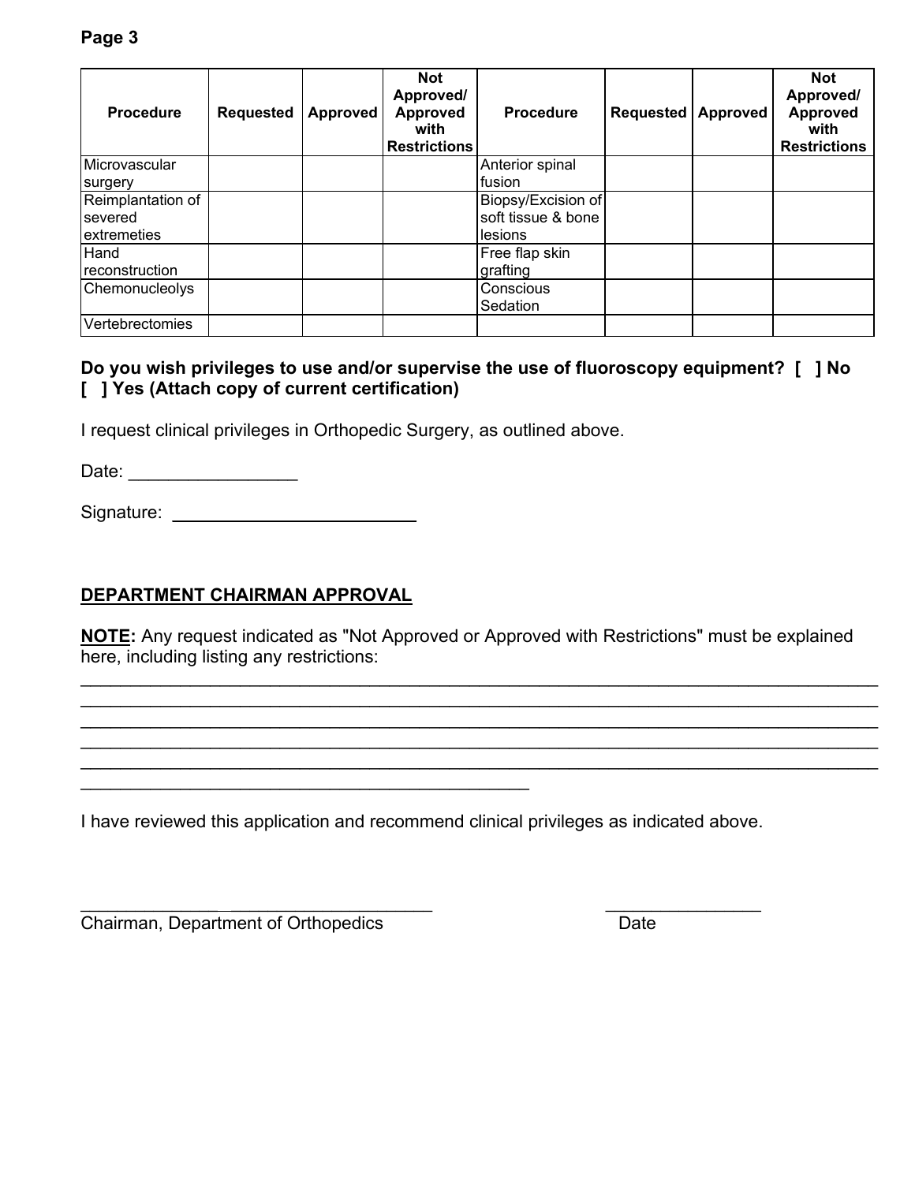| Procedure | Requested | Approved | Not Approved/ Approved with Restrictions | Procedure | Requested | Approved | Not Approved/ Approved with Restrictions |
|---|---|---|---|---|---|---|---|
| Microvascular surgery | | | | Anterior spinal fusion | | | |
| Reimplantation of severed extremeties | | | | Biopsy/Excision of soft tissue & bone lesions | | | |
| Hand reconstruction | | | | Free flap skin grafting | | | |
| Chemonucleolys | | | | Conscious Sedation | | | |
| Vertebrectomies | | | | | | | |

**Do you wish privileges to use and/or supervise the use of fluoroscopy equipment? [ ] No [ ] Yes (Attach copy of current certification)**

I request clinical privileges in Orthopedic Surgery, as outlined above.

Date: ________________

Signature: ________________________

## DEPARTMENT CHAIRMAN APPROVAL

**NOTE:** Any request indicated as "Not Approved or Approved with Restrictions" must be explained here, including listing any restrictions:

_____________________________________________________________________________
_____________________________________________________________________________
_____________________________________________________________________________
_____________________________________________________________________________
_____________________________________________________________________________
_____________________________________________

I have reviewed this application and recommend clinical privileges as indicated above.

__________________________________ ________________

Chairman, Department of Orthopedics Date